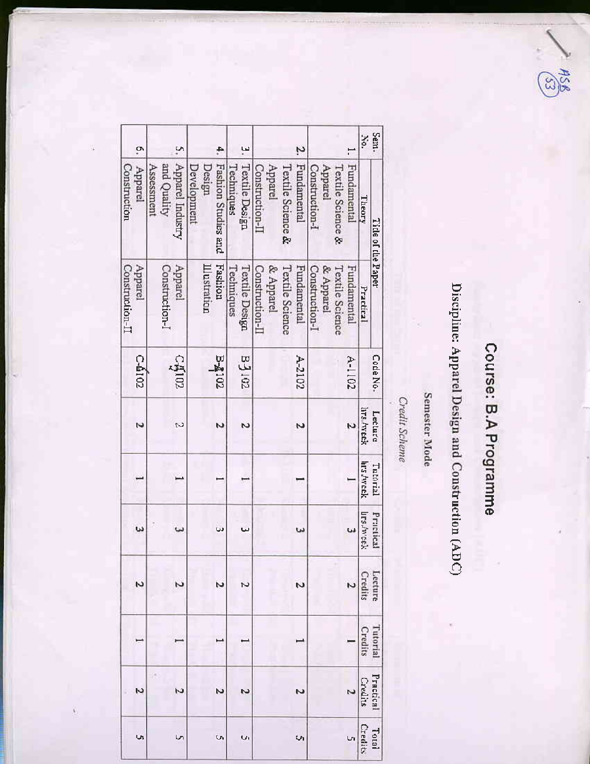# Course: B.A Programme

## Discipline: Apparel Design and Construction (ADC)

### Semester Mode

*Credit Scheme*

| Sem. No. | Title of the Paper | | Code No. | Lecture hrs./week | Tutorial hrs./week | Practical hrs./week | Lecture Credits | Tutorial Credits | Practical Credits | Total Credits |
|---|---|---|---|---|---|---|---|---|---|---|
| | Theory | Practical | | | | | | | | |
| 1. | Fundamental Textile Science & Apparel Construction-I | Fundamental Textile Science & Apparel Construction-I | A-1102 | 2 | 1 | 3 | 2 | 1 | 2 | 5 |
| 2. | Fundamental Textile Science & Apparel Construction-II | Fundamental Textile Science & Apparel Construction-II | A-2102 | 2 | 1 | 3 | 2 | 1 | 2 | 5 |
| 3. | Textile Design Techniques | Textile Design Techniques | B-3102 | 2 | 1 | 3 | 2 | 1 | 2 | 5 |
| 4. | Fashion Studies and Design Development | Fashion Illustration | B-4102 | 2 | 1 | 3 | 2 | 1 | 2 | 5 |
| 5. | Apparel Industry and Quality Assessment | Apparel Construction-I | C-5102 | 2 | 1 | 3 | 2 | 1 | 2 | 5 |
| 6. | Apparel Construction | Apparel Construction-II | C-6102 | 2 | 1 | 3 | 2 | 1 | 2 | 5 |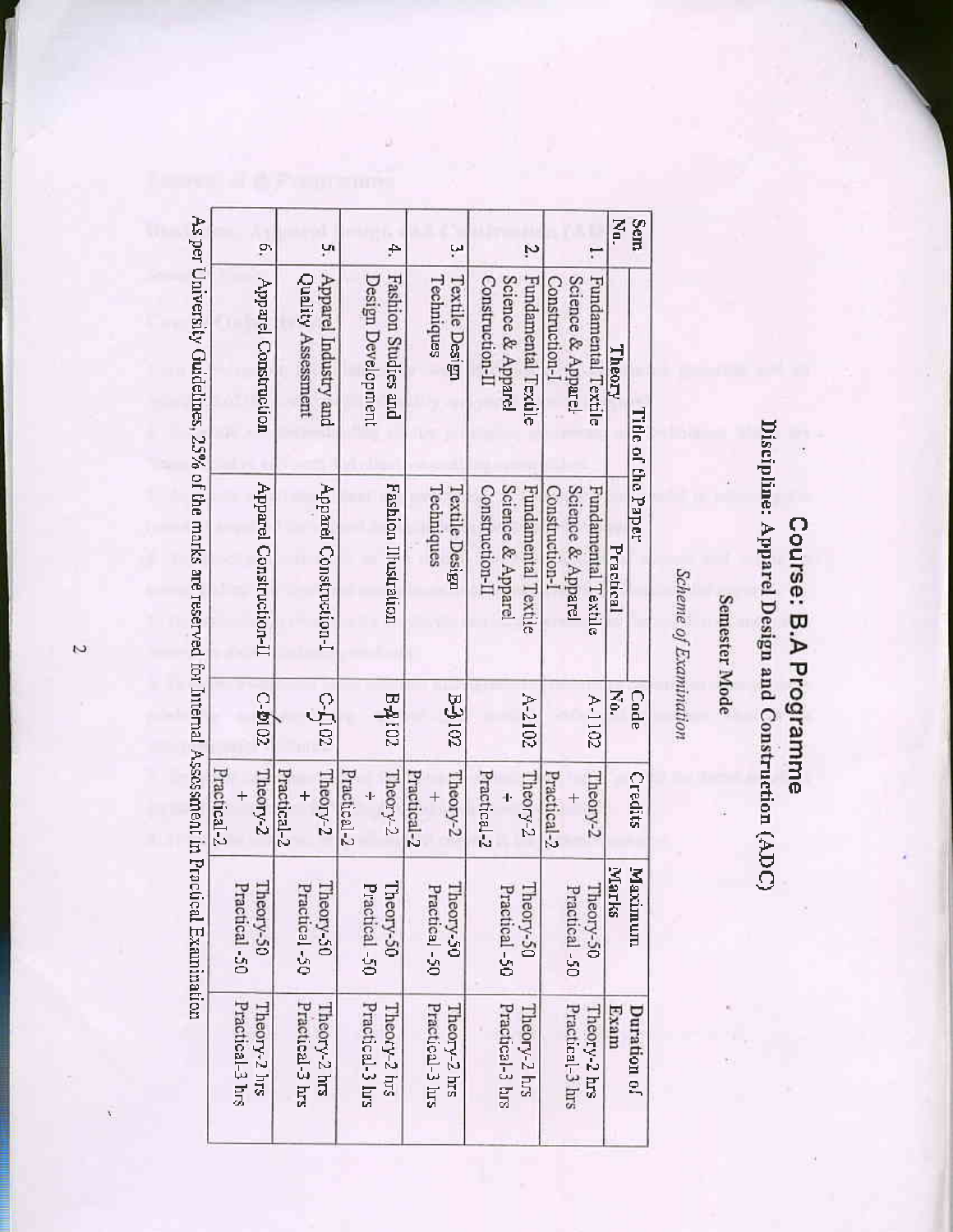# Course: B.A Programme

## Discipline: Apparel Design and Construction (ADC)

### Semester Mode

*Scheme of Examination*

| Sem No. | Title of the Paper | | Code No. | Credits | Maximum Marks | Duration of Exam |
|---|---|---|---|---|---|---|
| | Theory | Practical | | | | |
| 1. | Fundamental Textile Science & Apparel Construction-I | Fundamental Textile Science & Apparel Construction-I | A-1102 | Theory-2 + Practical-2 | Theory-50 Practical -50 | Theory-2 hrs Practical-3 hrs |
| 2. | Fundamental Textile Science & Apparel Construction-II | Fundamental Textile Science & Apparel Construction-II | A-2102 | Theory-2 + Practical-2 | Theory-50 Practical -50 | Theory-2 hrs Practical-3 hrs |
| 3. | Textile Design Techniques | Textile Design Techniques | B-3102 | Theory-2 + Practical-2 | Theory-50 Practical -50 | Theory-2 hrs Practical-3 hrs |
| 4. | Fashion Studies and Design Development | Fashion Illustration | B-4102 | Theory-2 + Practical-2 | Theory-50 Practical -50 | Theory-2 hrs Practical-3 hrs |
| 5. | Apparel Industry and Quality Assessment | Apparel Construction-I | C-5102 | Theory-2 + Practical-2 | Theory-50 Practical -50 | Theory-2 hrs Practical-3 hrs |
| 6. | Apparel Construction | Apparel Construction-II | C-6102 | Theory-2 + Practical-2 | Theory-50 Practical -50 | Theory-2 hrs Practical-3 hrs |

As per University Guidelines, 25% of the marks are reserved for Internal Assessment in Practical Examination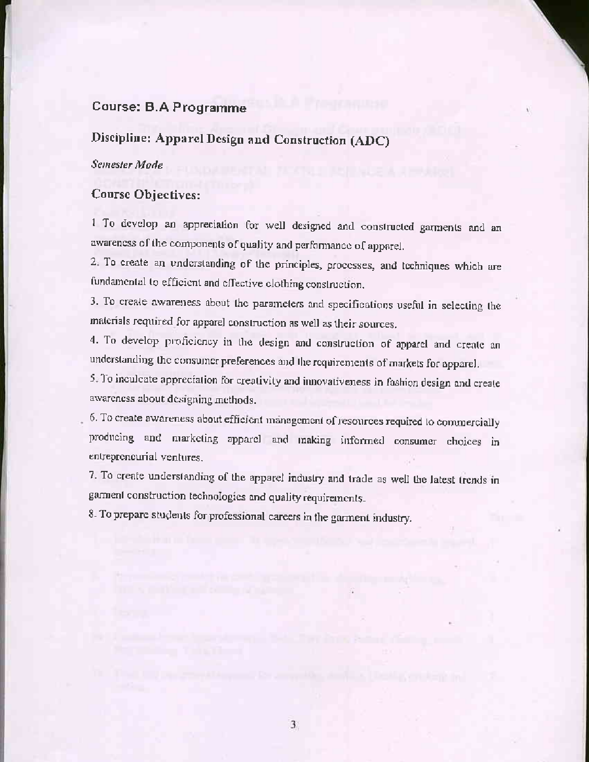## Course: B.A Programme

## Discipline: Apparel Design and Construction (ADC)

*Semester Mode*

### Course Objectives:

1 To develop an appreciation for well designed and constructed garments and an awareness of the components of quality and performance of apparel.

2. To create an understanding of the principles, processes, and techniques which are fundamental to efficient and effective clothing construction.

3. To create awareness about the parameters and specifications useful in selecting the materials required for apparel construction as well as their sources.

4. To develop proficiency in the design and construction of apparel and create an understanding the consumer preferences and the requirements of markets for apparel.

5. To inculcate appreciation for creativity and innovativeness in fashion design and create awareness about designing methods.

6. To create awareness about efficient management of resources required to commercially producing and marketing apparel and making informed consumer choices in entrepreneurial ventures.

7. To create understanding of the apparel industry and trade as well the latest trends in garment construction technologies and quality requirements.

8. To prepare students for professional careers in the garment industry.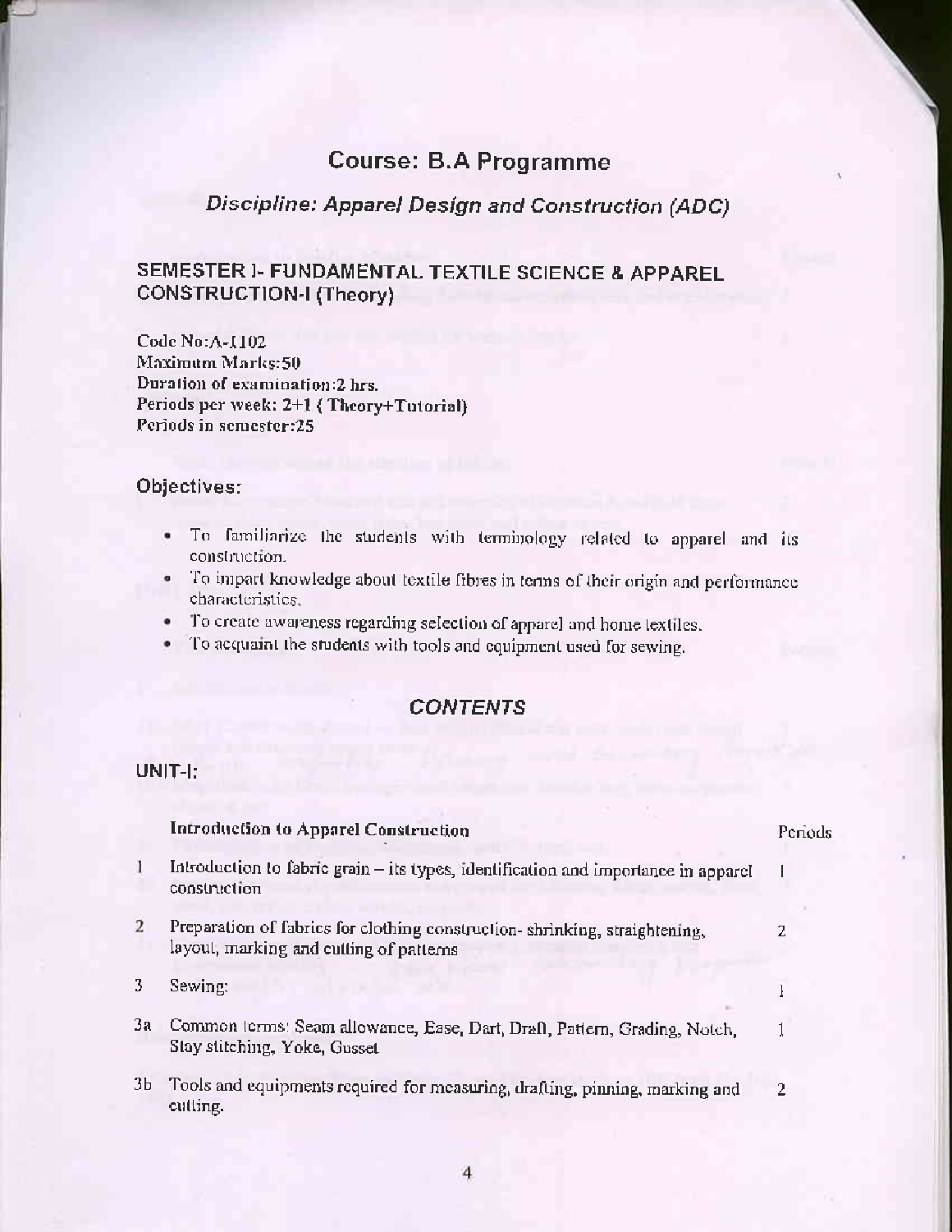# Course: B.A Programme

## *Discipline: Apparel Design and Construction (ADC)*

### SEMESTER I- FUNDAMENTAL TEXTILE SCIENCE & APPAREL CONSTRUCTION-I (Theory)

**Code No:A-I102**
**Maximum Marks:50**
**Duration of examination:2 hrs.**
**Periods per week: 2+1 ( Theory+Tutorial)**
**Periods in semester:25**

### Objectives:

- To familiarize the students with terminology related to apparel and its construction.
- To impart knowledge about textile fibres in terms of their origin and performance characteristics.
- To create awareness regarding selection of apparel and home textiles.
- To acquaint the students with tools and equipment used for sewing.

## *CONTENTS*

### UNIT-I:

| | **Introduction to Apparel Construction** | Periods |
|---|---|---|
| 1 | Introduction to fabric grain – its types, identification and importance in apparel construction | 1 |
| 2 | Preparation of fabrics for clothing construction- shrinking, straightening, layout, marking and cutting of patterns | 2 |
| 3 | Sewing: | 1 |
| 3a | Common terms: Seam allowance, Ease, Dart, Draft, Pattern, Grading, Notch, Stay stitching, Yoke, Gusset | 1 |
| 3b | Tools and equipments required for measuring, drafting, pinning, marking and cutting. | 2 |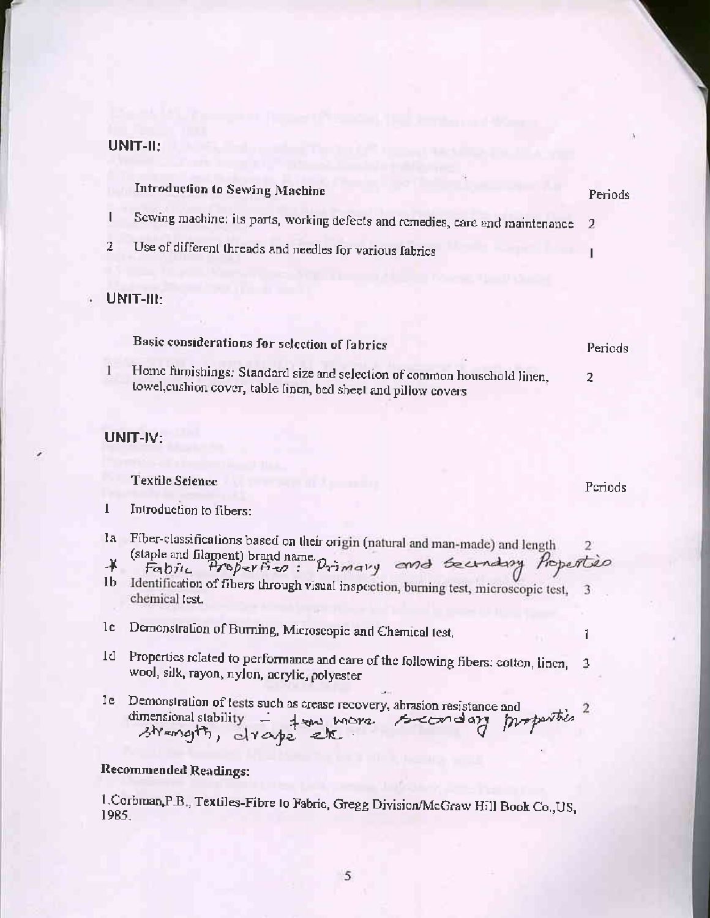## UNIT-II:

| Introduction to Sewing Machine | | Periods |
|---|---|---|
| 1 | Sewing machine: its parts, working defects and remedies, care and maintenance | 2 |
| 2 | Use of different threads and needles for various fabrics | 1 |

## UNIT-III:

| Basic considerations for selection of fabrics | | Periods |
|---|---|---|
| 1 | Home furnishings: Standard size and selection of common household linen, towel,cushion cover, table linen, bed sheet and pillow covers | 2 |

## UNIT-IV:

| Textile Science | | Periods |
|---|---|---|
| 1 | Introduction to fibers: | |
| 1a | Fiber-classifications based on their origin (natural and man-made) and length (staple and filament) brand name. | 2 |
| * | Fabric Properties: Primary and Secondary Properties | |
| 1b | Identification of fibers through visual inspection, burning test, microscopic test, chemical test. | 3 |
| 1c | Demonstration of Burning, Microscopic and Chemical test. | 1 |
| 1d | Properties related to performance and care of the following fibers: cotton, linen, wool, silk, rayon, nylon, acrylic, polyester | 3 |
| 1e | Demonstration of tests such as crease recovery, abrasion resistance and dimensional stability - few more secondary properties strength, drape etc | 2 |

**Recommended Readings:**

1.Corbman,P.B., Textiles-Fibre to Fabric, Gregg Division/McGraw Hill Book Co.,US, 1985.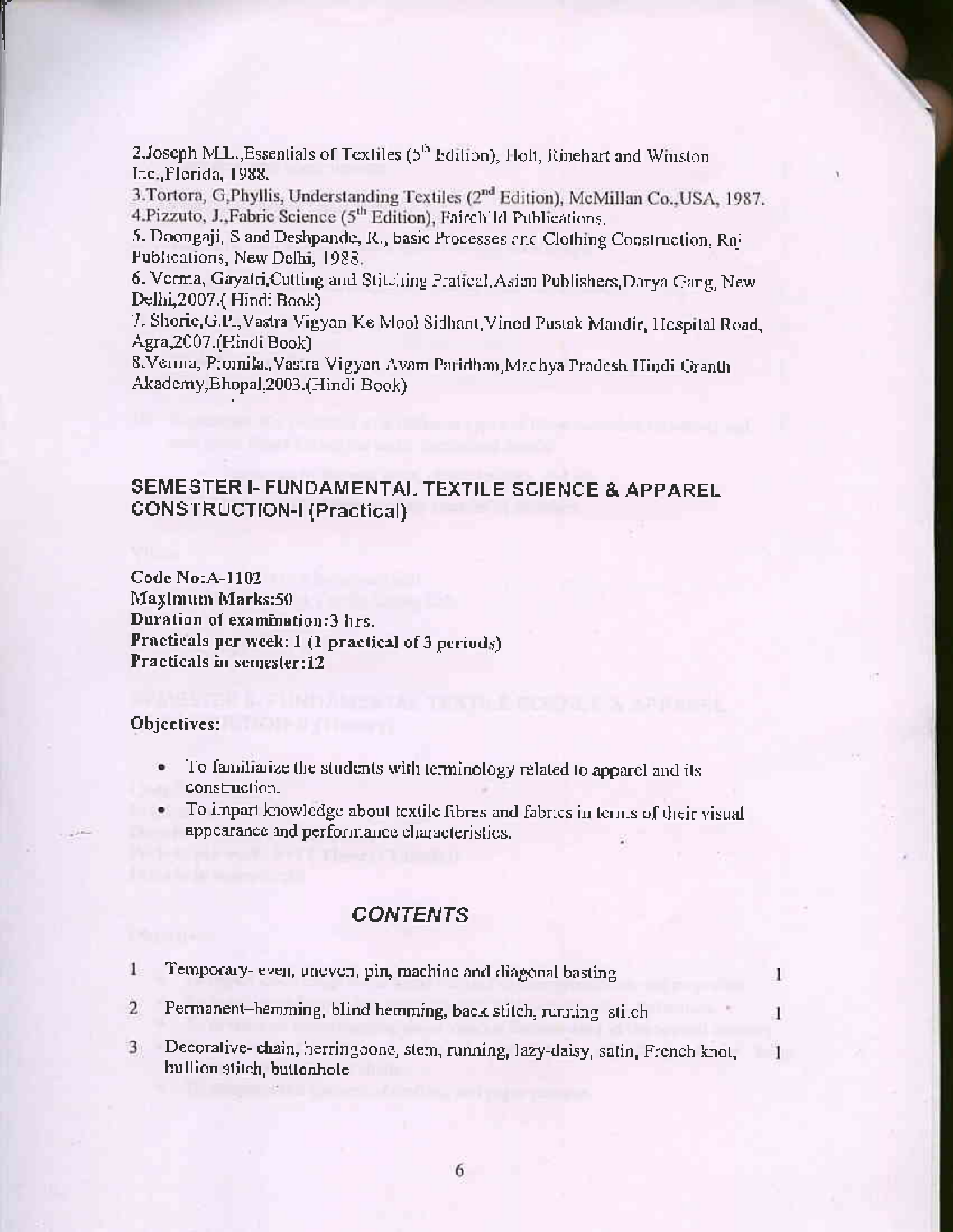2.Joseph M.L.,Essentials of Textiles (5th Edition), Holt, Rinehart and Winston Inc.,Florida, 1988.

3.Tortora, G,Phyllis, Understanding Textiles (2nd Edition), McMillan Co.,USA, 1987.

4.Pizzuto, J.,Fabric Science (5th Edition), Fairchild Publications.

5. Doongaji, S and Deshpande, R., basic Processes and Clothing Construction, Raj Publications, New Delhi, 1988.

6. Verma, Gayatri,Cutting and Stitching Pratical,Asian Publishers,Darya Gang, New Delhi,2007.( Hindi Book)

7. Shorie,G.P.,Vastra Vigyan Ke Mool Sidhant,Vinod Pustak Mandir, Hospital Road, Agra,2007.(Hindi Book)

8.Verma, Promila.,Vastra Vigyan Avam Paridhan,Madhya Pradesh Hindi Granth Akademy,Bhopal,2003.(Hindi Book)

## SEMESTER I- FUNDAMENTAL TEXTILE SCIENCE & APPAREL CONSTRUCTION-I (Practical)

**Code No:A-1102**
**Maximum Marks:50**
**Duration of examination:3 hrs.**
**Practicals per week: 1 (1 practical of 3 periods)**
**Practicals in semester:12**

**Objectives:**

- To familiarize the students with terminology related to apparel and its construction.
- To impart knowledge about textile fibres and fabrics in terms of their visual appearance and performance characteristics.

### *CONTENTS*

| | | |
|---|---|---|
| 1 | Temporary- even, uneven, pin, machine and diagonal basting | 1 |
| 2 | Permanent–hemming, blind hemming, back stitch, running stitch | 1 |
| 3 | Decorative- chain, herringbone, stem, running, lazy-daisy, satin, French knot, bullion stitch, buttonhole | 1 |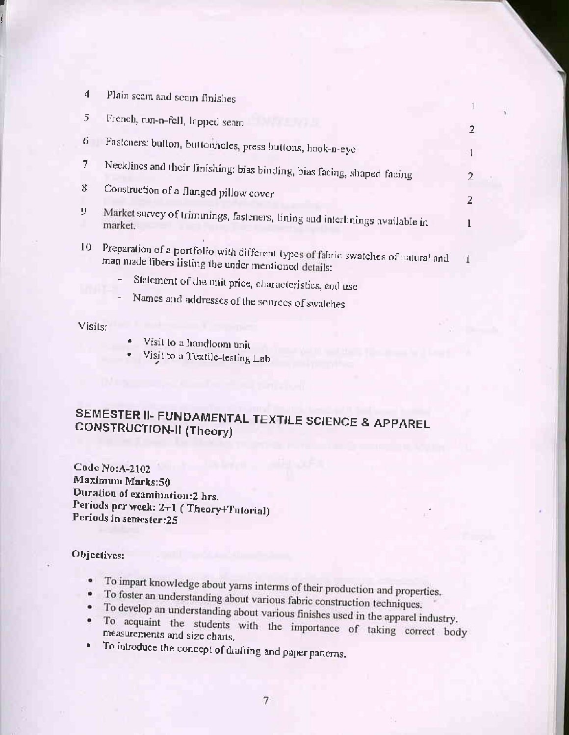| | | |
|---|---|---|
| 4 | Plain seam and seam finishes | 1 |
| 5 | French, run-n-fell, lapped seam | 2 |
| 6 | Fasteners: button, buttonholes, press buttons, hook-n-eye | 1 |
| 7 | Necklines and their finishing: bias binding, bias facing, shaped facing | 2 |
| 8 | Construction of a flanged pillow cover | 2 |
| 9 | Market survey of trimmings, fasteners, lining and interlinings available in market. | 1 |
| 10 | Preparation of a portfolio with different types of fabric swatches of natural and man made fibers listing the under mentioned details:<br>- Statement of the unit price, characteristics, end use<br>- Names and addresses of the sources of swatches | 1 |

Visits:

- Visit to a handloom unit
- Visit to a Textile-testing Lab

## SEMESTER II- FUNDAMENTAL TEXTILE SCIENCE & APPAREL CONSTRUCTION-II (Theory)

**Code No:A-2102**
**Maximum Marks:50**
**Duration of examination:2 hrs.**
**Periods per week: 2+1 ( Theory+Tutorial)**
**Periods in semester:25**

**Objectives:**

- To impart knowledge about yarns interms of their production and properties.
- To foster an understanding about various fabric construction techniques.
- To develop an understanding about various finishes used in the apparel industry.
- To acquaint the students with the importance of taking correct body measurements and size charts.
- To introduce the concept of drafting and paper patterns.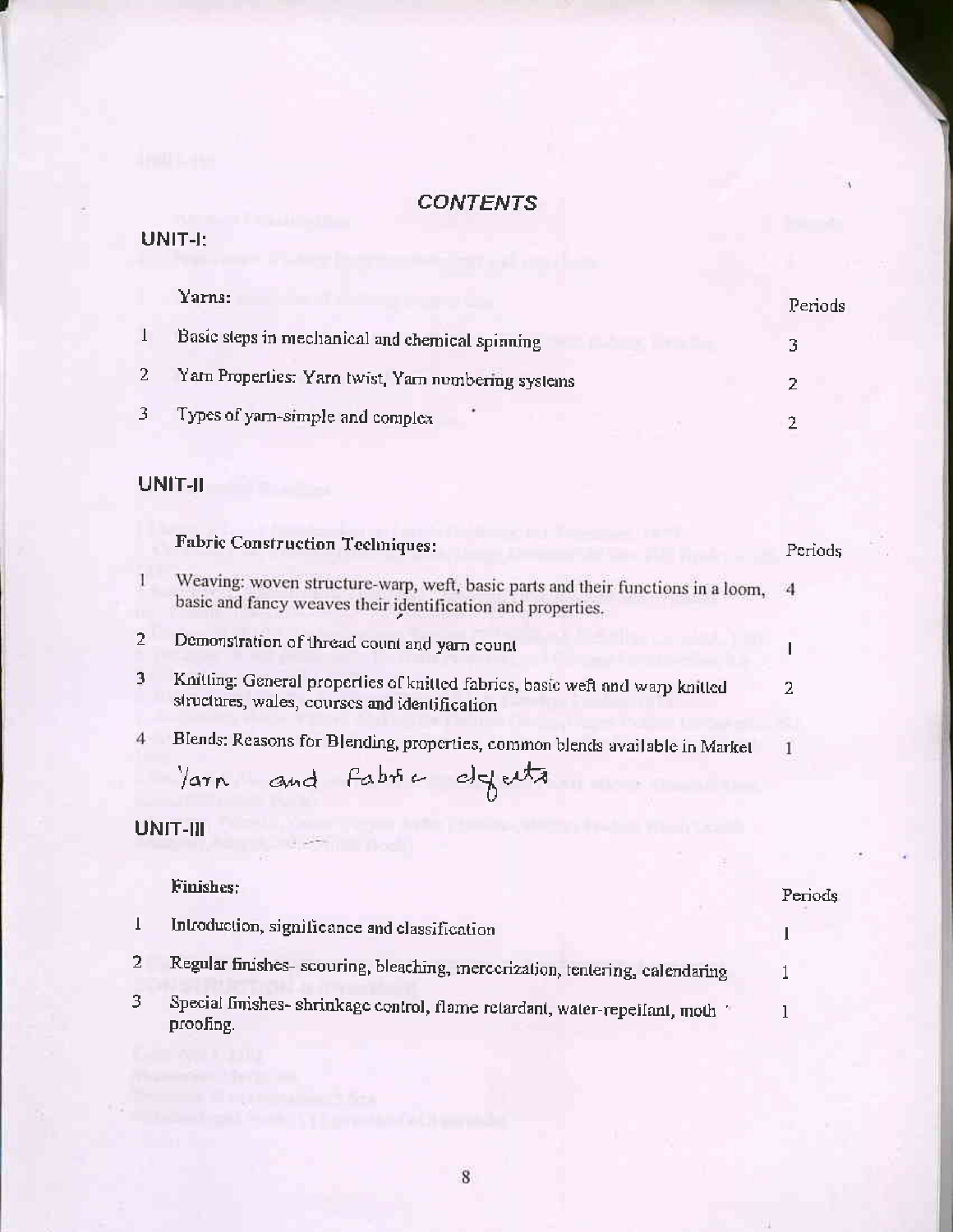# *CONTENTS*

## UNIT-I:

| | Yarns: | Periods |
|---|---|---|
| 1 | Basic steps in mechanical and chemical spinning | 3 |
| 2 | Yarn Properties: Yarn twist, Yarn numbering systems | 2 |
| 3 | Types of yarn-simple and complex | 2 |

## UNIT-II

| | Fabric Construction Techniques: | Periods |
|---|---|---|
| 1 | Weaving: woven structure-warp, weft, basic parts and their functions in a loom, basic and fancy weaves their identification and properties. | 4 |
| 2 | Demonstration of thread count and yarn count | 1 |
| 3 | Knitting: General properties of knitted fabrics, basic weft and warp knitted structures, wales, courses and identification | 2 |
| 4 | Blends: Reasons for Blending, properties, common blends available in Market | 1 |

Yarn and Fabric defects

## UNIT-III

| | Finishes: | Periods |
|---|---|---|
| 1 | Introduction, significance and classification | 1 |
| 2 | Regular finishes- scouring, bleaching, mercerization, tentering, calendaring | 1 |
| 3 | Special finishes- shrinkage control, flame retardant, water-repellant, moth proofing. | 1 |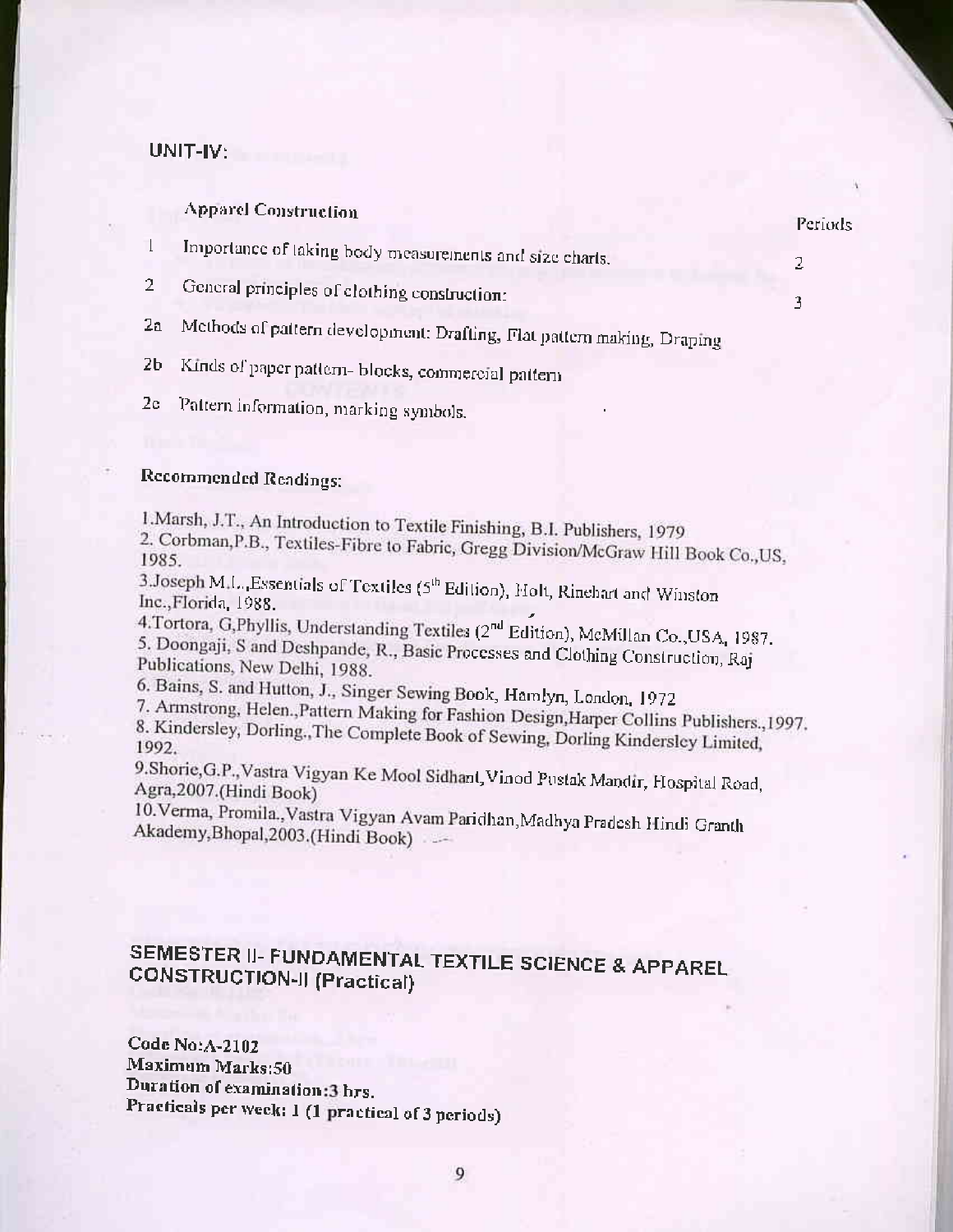## UNIT-IV:

**Apparel Construction**

| | | Periods |
|---|---|---|
| 1 | Importance of taking body measurements and size charts. | 2 |
| 2 | General principles of clothing construction: | 3 |
| 2a | Methods of pattern development: Drafting, Flat pattern making, Draping | |
| 2b | Kinds of paper pattern- blocks, commercial pattern | |
| 2c | Pattern information, marking symbols. | |

**Recommended Readings:**

1. Marsh, J.T., An Introduction to Textile Finishing, B.I. Publishers, 1979
2. Corbman, P.B., Textiles-Fibre to Fabric, Gregg Division/McGraw Hill Book Co., US, 1985.
3. Joseph M.L., Essentials of Textiles (5th Edition), Holt, Rinehart and Winston Inc., Florida, 1988.
4. Tortora, G, Phyllis, Understanding Textiles (2nd Edition), McMillan Co., USA, 1987.
5. Doongaji, S and Deshpande, R., Basic Processes and Clothing Construction, Raj Publications, New Delhi, 1988.
6. Bains, S. and Hutton, J., Singer Sewing Book, Hamlyn, London, 1972
7. Armstrong, Helen., Pattern Making for Fashion Design, Harper Collins Publishers., 1997.
8. Kindersley, Dorling., The Complete Book of Sewing, Dorling Kindersley Limited, 1992.
9. Shorie, G.P., Vastra Vigyan Ke Mool Sidhant, Vinod Pustak Mandir, Hospital Road, Agra, 2007. (Hindi Book)
10. Verma, Promila., Vastra Vigyan Avam Paridhan, Madhya Pradesh Hindi Granth Akademy, Bhopal, 2003. (Hindi Book)

## SEMESTER II- FUNDAMENTAL TEXTILE SCIENCE & APPAREL CONSTRUCTION-II (Practical)

**Code No: A-2102**
**Maximum Marks: 50**
**Duration of examination: 3 hrs.**
**Practicals per week: 1 (1 practical of 3 periods)**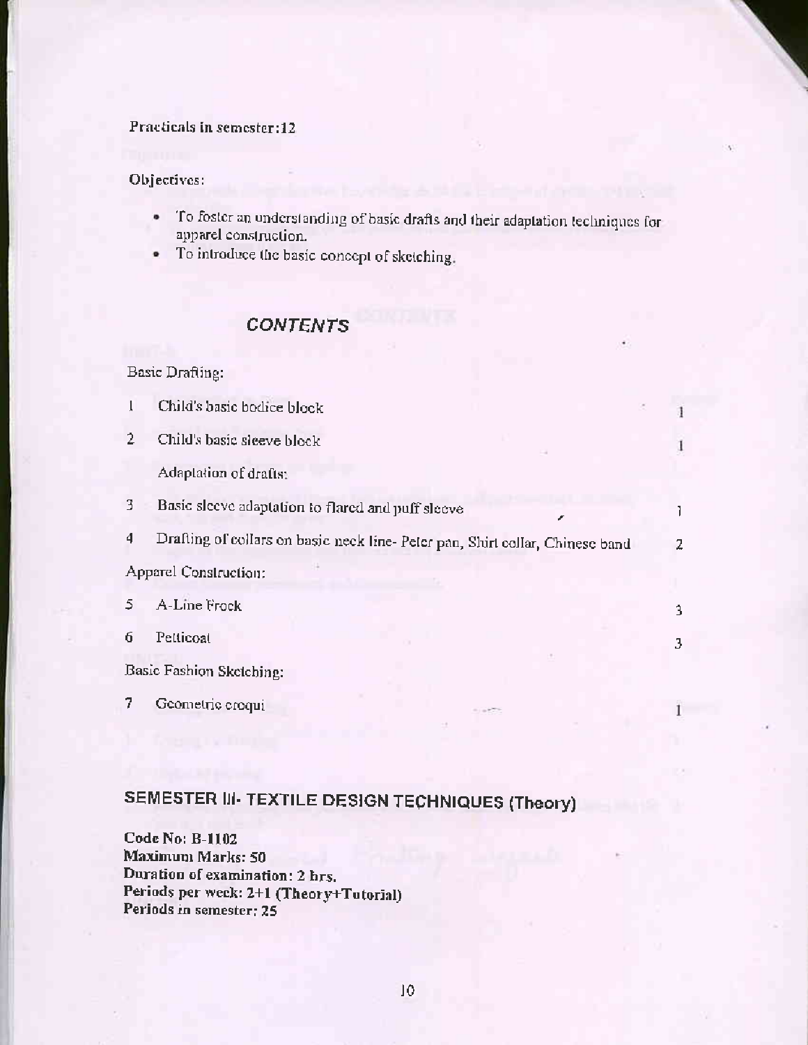Practicals in semester:12

Objectives:

- To foster an understanding of basic drafts and their adaptation techniques for apparel construction.
- To introduce the basic concept of sketching.

## CONTENTS

Basic Drafting:

| | | |
|---|---|---|
| 1 | Child's basic bodice block | 1 |
| 2 | Child's basic sleeve block | 1 |
| | Adaptation of drafts: | |
| 3 | Basic sleeve adaptation to flared and puff sleeve | 1 |
| 4 | Drafting of collars on basic neck line- Peter pan, Shirt collar, Chinese band | 2 |
| | Apparel Construction: | |
| 5 | A-Line Frock | 3 |
| 6 | Petticoat | 3 |
| | Basic Fashion Sketching: | |
| 7 | Geometric croqui | 1 |

## SEMESTER III- TEXTILE DESIGN TECHNIQUES (Theory)

**Code No: B-1102**
**Maximum Marks: 50**
**Duration of examination: 2 hrs.**
**Periods per week: 2+1 (Theory+Tutorial)**
**Periods in semester: 25**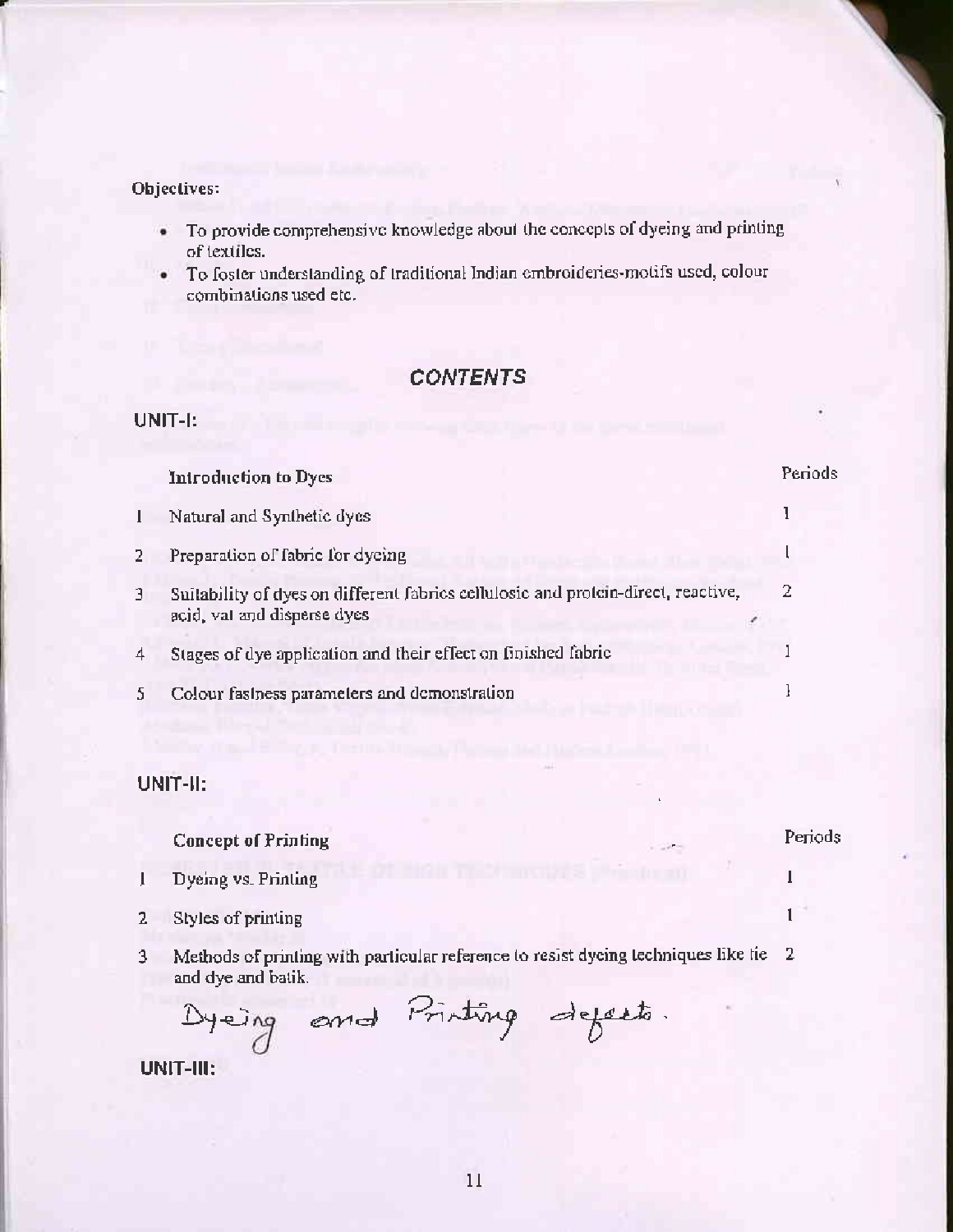**Objectives:**

- To provide comprehensive knowledge about the concepts of dyeing and printing of textiles.
- To foster understanding of traditional Indian embroideries-motifs used, colour combinations used etc.

## *CONTENTS*

### UNIT-I:

| | **Introduction to Dyes** | Periods |
|---|---|---|
| 1 | Natural and Synthetic dyes | 1 |
| 2 | Preparation of fabric for dyeing | 1 |
| 3 | Suitability of dyes on different fabrics cellulosic and protein-direct, reactive, acid, vat and disperse dyes | 2 |
| 4 | Stages of dye application and their effect on finished fabric | 1 |
| 5 | Colour fastness parameters and demonstration | 1 |

### UNIT-II:

| | **Concept of Printing** | Periods |
|---|---|---|
| 1 | Dyeing vs. Printing | 1 |
| 2 | Styles of printing | 1 |
| 3 | Methods of printing with particular reference to resist dyeing techniques like tie and dye and batik. | 2 |

Dyeing and Printing defects.

### UNIT-III: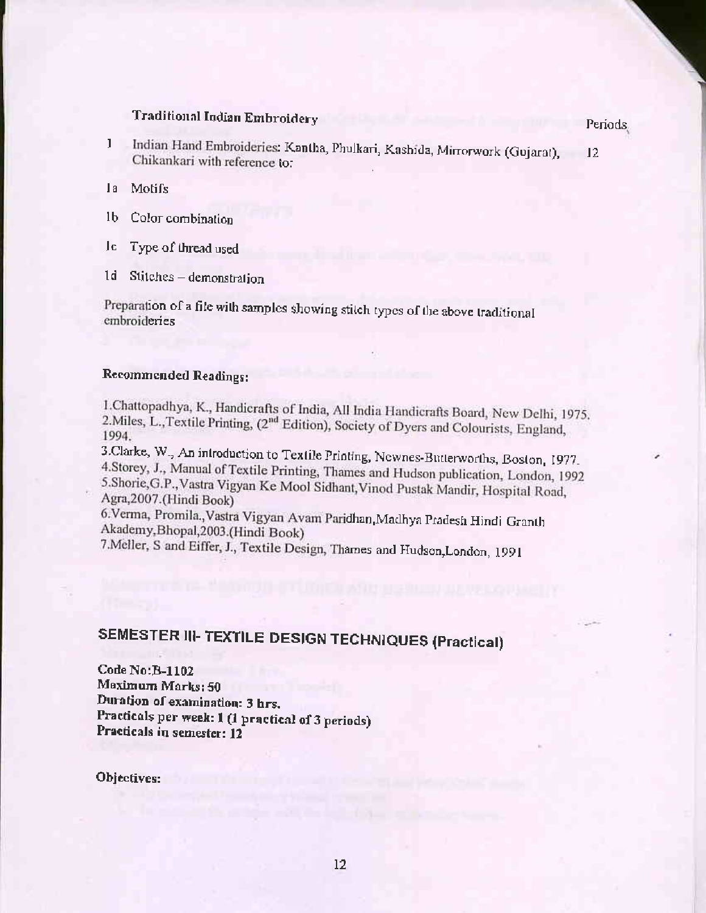### Traditional Indian Embroidery

| | | Periods |
|---|---|---|
| 1 | Indian Hand Embroideries: Kantha, Phulkari, Kashida, Mirrorwork (Gujarat), Chikankari with reference to: | 12 |
| 1a | Motifs | |
| 1b | Color combination | |
| 1c | Type of thread used | |
| 1d | Stitches – demonstration | |

Preparation of a file with samples showing stitch types of the above traditional embroideries

**Recommended Readings:**

1. Chattopadhya, K., Handicrafts of India, All India Handicrafts Board, New Delhi, 1975.
2. Miles, L., Textile Printing, (2nd Edition), Society of Dyers and Colourists, England, 1994.
3. Clarke, W., An introduction to Textile Printing, Newnes-Butterworths, Boston, 1977.
4. Storey, J., Manual of Textile Printing, Thames and Hudson publication, London, 1992
5. Shorie, G.P., Vastra Vigyan Ke Mool Sidhant, Vinod Pustak Mandir, Hospital Road, Agra, 2007. (Hindi Book)
6. Verma, Promila., Vastra Vigyan Avam Paridhan, Madhya Pradesh Hindi Granth Akademy, Bhopal, 2003. (Hindi Book)
7. Meller, S and Eiffer, J., Textile Design, Thames and Hudson, London, 1991

## SEMESTER III- TEXTILE DESIGN TECHNIQUES (Practical)

**Code No: B-1102**
**Maximum Marks: 50**
**Duration of examination: 3 hrs.**
**Practicals per week: 1 (1 practical of 3 periods)**
**Practicals in semester: 12**

**Objectives:**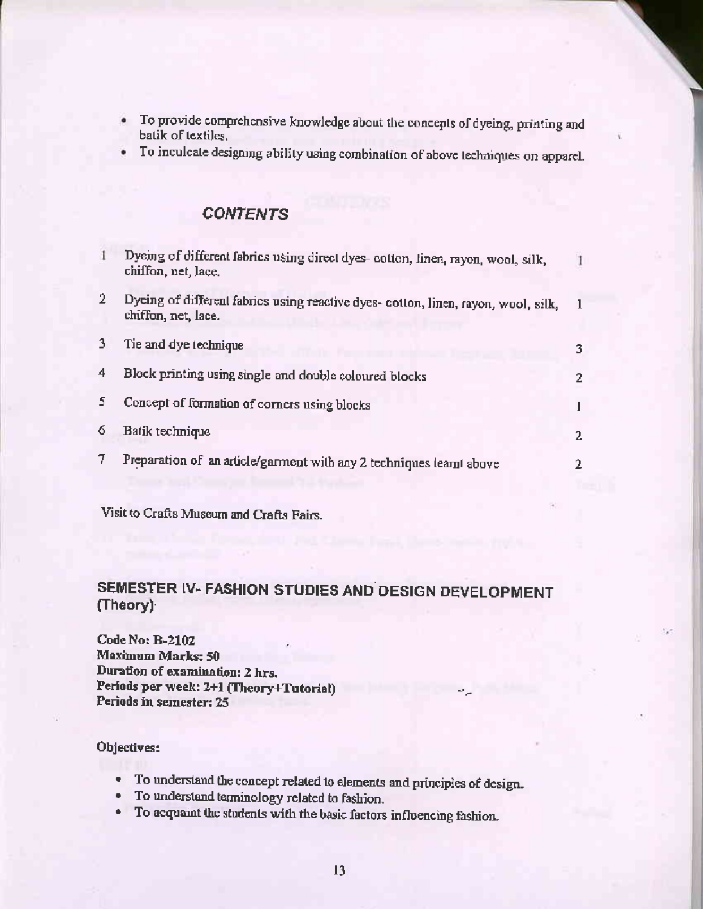- To provide comprehensive knowledge about the concepts of dyeing, printing and batik of textiles.
- To inculcate designing ability using combination of above techniques on apparel.

### CONTENTS

| | | |
|---|---|---|
| 1 | Dyeing of different fabrics using direct dyes- cotton, linen, rayon, wool, silk, chiffon, net, lace. | 1 |
| 2 | Dyeing of different fabrics using reactive dyes- cotton, linen, rayon, wool, silk, chiffon, net, lace. | 1 |
| 3 | Tie and dye technique | 3 |
| 4 | Block printing using single and double coloured blocks | 2 |
| 5 | Concept of formation of corners using blocks | 1 |
| 6 | Batik technique | 2 |
| 7 | Preparation of an article/garment with any 2 techniques learnt above | 2 |

Visit to Crafts Museum and Crafts Fairs.

## SEMESTER IV- FASHION STUDIES AND DESIGN DEVELOPMENT (Theory)

**Code No: B-2102**
**Maximum Marks: 50**
**Duration of examination: 2 hrs.**
**Periods per week: 2+1 (Theory+Tutorial)**
**Periods in semester: 25**

**Objectives:**

- To understand the concept related to elements and principles of design.
- To understand terminology related to fashion.
- To acquaint the students with the basic factors influencing fashion.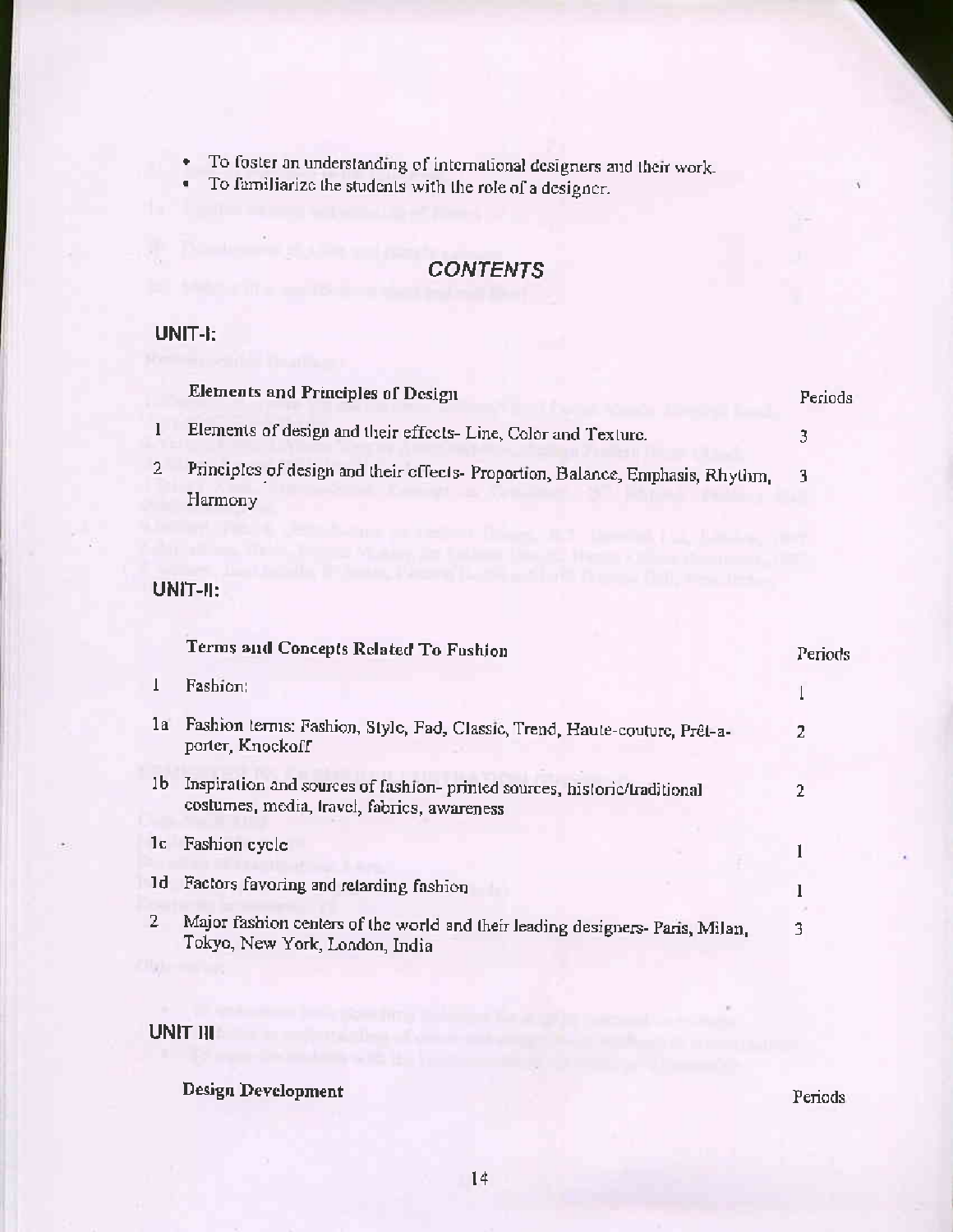- To foster an understanding of international designers and their work.
- To familiarize the students with the role of a designer.

## *CONTENTS*

### UNIT-I:

| | **Elements and Principles of Design** | Periods |
|---|---|---|
| 1 | Elements of design and their effects- Line, Color and Texture. | 3 |
| 2 | Principles of design and their effects- Proportion, Balance, Emphasis, Rhythm, Harmony | 3 |

### UNIT-II:

| | **Terms and Concepts Related To Fashion** | Periods |
|---|---|---|
| 1 | Fashion: | 1 |
| 1a | Fashion terms: Fashion, Style, Fad, Classic, Trend, Haute-couture, Prêt-a-porter, Knockoff | 2 |
| 1b | Inspiration and sources of fashion- printed sources, historic/traditional costumes, media, travel, fabrics, awareness | 2 |
| 1c | Fashion cycle | 1 |
| 1d | Factors favoring and retarding fashion | 1 |
| 2 | Major fashion centers of the world and their leading designers- Paris, Milan, Tokyo, New York, London, India | 3 |

### UNIT III

**Design Development** — Periods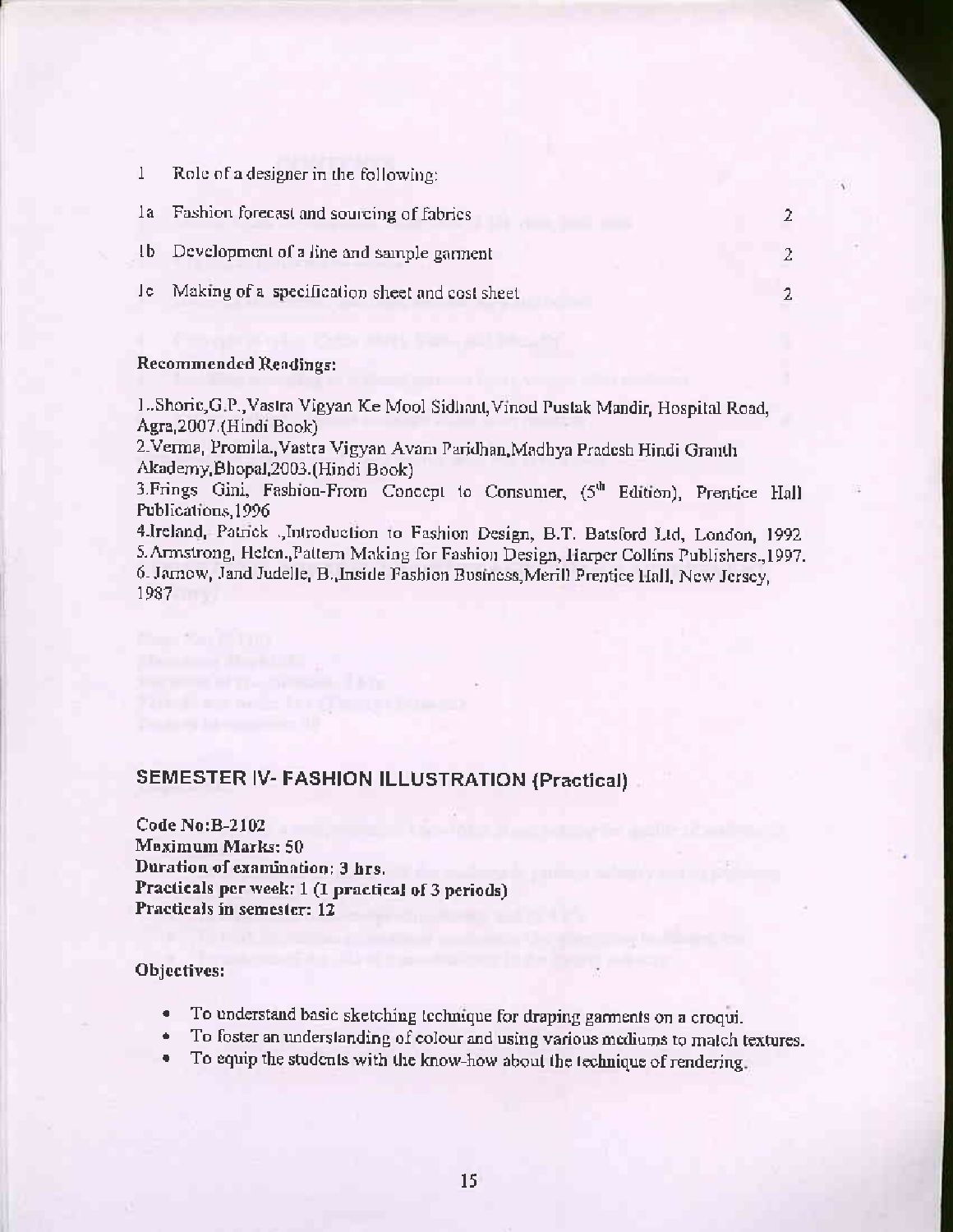| | | |
|---|---|---|
| 1 | Role of a designer in the following: | |
| 1a | Fashion forecast and sourcing of fabrics | 2 |
| 1b | Development of a line and sample garment | 2 |
| 1c | Making of a specification sheet and cost sheet | 2 |

**Recommended Readings:**

1..Shorie,G.P.,Vastra Vigyan Ke Mool Sidhant,Vinod Pustak Mandir, Hospital Road, Agra,2007.(Hindi Book)

2.Verma, Promila.,Vastra Vigyan Avam Paridhan,Madhya Pradesh Hindi Granth Akademy,Bhopal,2003.(Hindi Book)

3.Frings Gini, Fashion-From Concept to Consumer, (5th Edition), Prentice Hall Publications,1996

4.Ireland, Patrick .,Introduction to Fashion Design, B.T. Batsford Ltd, London, 1992

5.Armstrong, Helen.,Pattern Making for Fashion Design, Harper Collins Publishers.,1997.

6. Jarnow, Jand Judelle, B.,Inside Fashion Business,Merill Prentice Hall, New Jersey, 1987

## SEMESTER IV- FASHION ILLUSTRATION (Practical)

**Code No:B-2102**
**Maximum Marks: 50**
**Duration of examination: 3 hrs.**
**Practicals per week: 1 (1 practical of 3 periods)**
**Practicals in semester: 12**

**Objectives:**

- To understand basic sketching technique for draping garments on a croqui.
- To foster an understanding of colour and using various mediums to match textures.
- To equip the students with the know-how about the technique of rendering.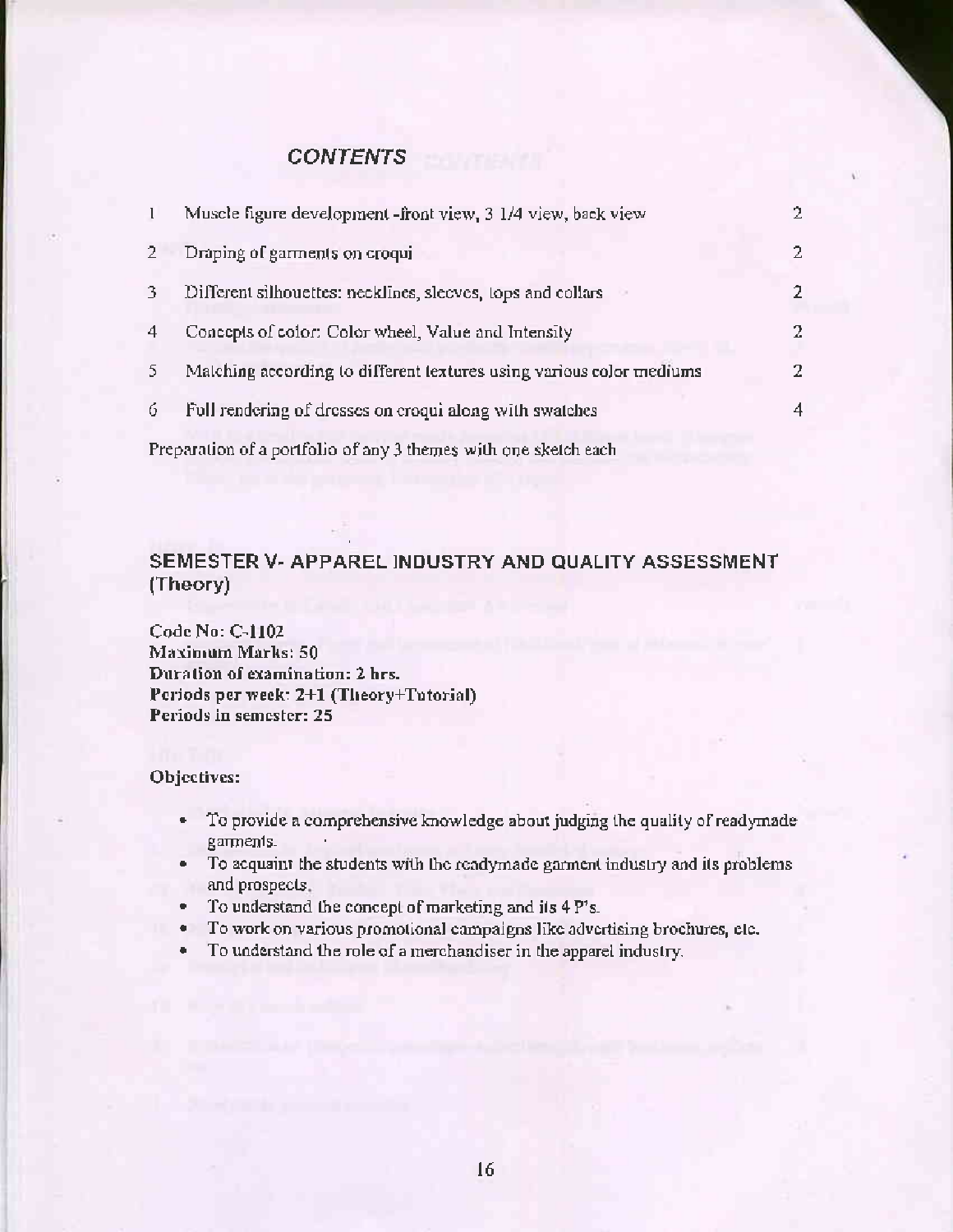## *CONTENTS*

| | | |
|---|---|---|
| 1 | Muscle figure development -front view, 3 1/4 view, back view | 2 |
| 2 | Draping of garments on croqui | 2 |
| 3 | Different silhouettes: necklines, sleeves, tops and collars | 2 |
| 4 | Concepts of color: Color wheel, Value and Intensity | 2 |
| 5 | Matching according to different textures using various color mediums | 2 |
| 6 | Full rendering of dresses on croqui along with swatches | 4 |

Preparation of a portfolio of any 3 themes with one sketch each

## SEMESTER V- APPAREL INDUSTRY AND QUALITY ASSESSMENT (Theory)

**Code No: C-1102**
**Maximum Marks: 50**
**Duration of examination: 2 hrs.**
**Periods per week: 2+1 (Theory+Tutorial)**
**Periods in semester: 25**

**Objectives:**

- To provide a comprehensive knowledge about judging the quality of readymade garments.
- To acquaint the students with the readymade garment industry and its problems and prospects.
- To understand the concept of marketing and its 4 P's.
- To work on various promotional campaigns like advertising brochures, etc.
- To understand the role of a merchandiser in the apparel industry.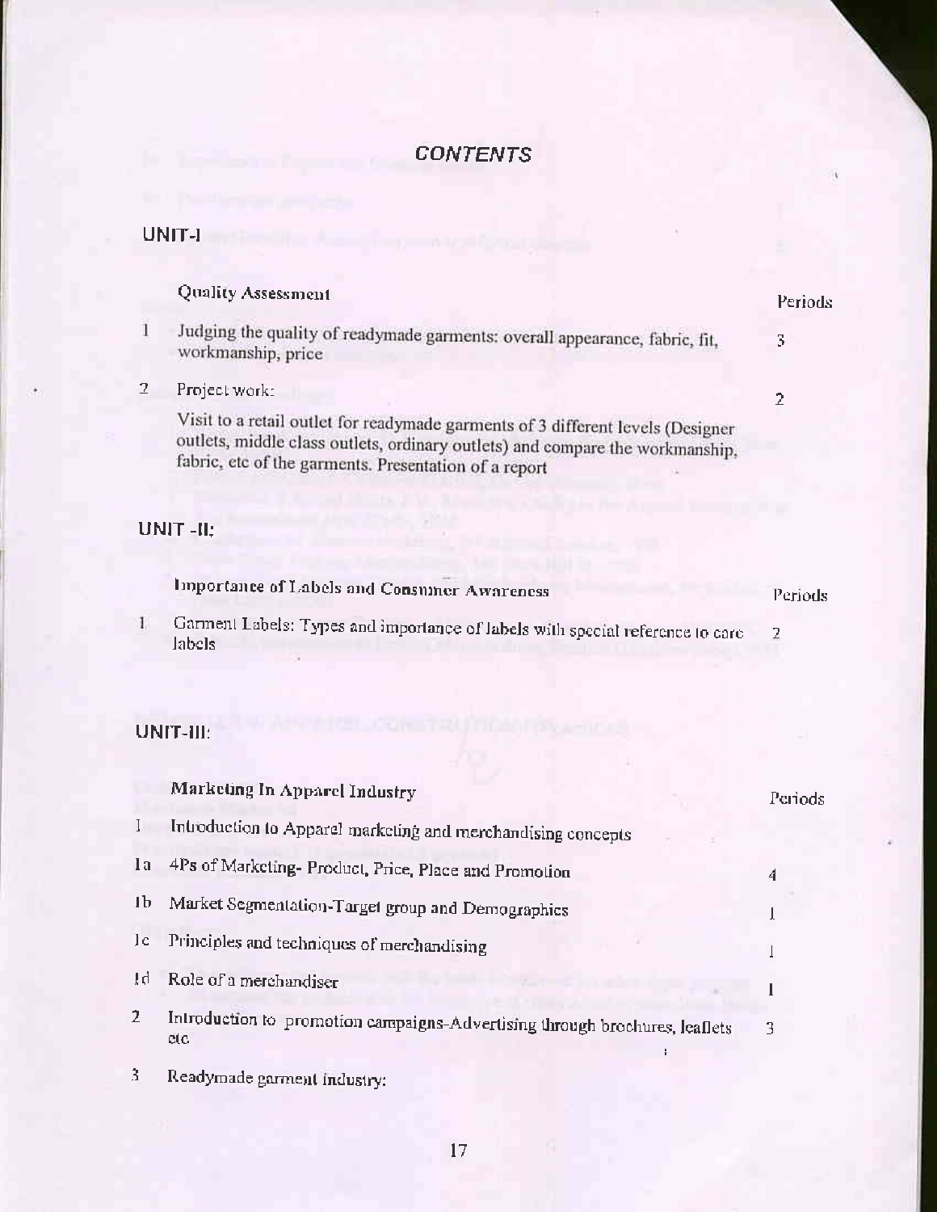## CONTENTS

### UNIT-I

| | Quality Assessment | Periods |
|---|---|---|
| 1 | Judging the quality of readymade garments: overall appearance, fabric, fit, workmanship, price | 3 |
| 2 | Project work:<br>Visit to a retail outlet for readymade garments of 3 different levels (Designer outlets, middle class outlets, ordinary outlets) and compare the workmanship, fabric, etc of the garments. Presentation of a report | 2 |

### UNIT -II:

| | Importance of Labels and Consumer Awareness | Periods |
|---|---|---|
| 1 | Garment Labels: Types and importance of labels with special reference to care labels | 2 |

### UNIT-III:

| | Marketing In Apparel Industry | Periods |
|---|---|---|
| 1 | Introduction to Apparel marketing and merchandising concepts | |
| 1a | 4Ps of Marketing- Product, Price, Place and Promotion | 4 |
| 1b | Market Segmentation-Target group and Demographics | 1 |
| 1c | Principles and techniques of merchandising | 1 |
| 1d | Role of a merchandiser | 1 |
| 2 | Introduction to promotion campaigns-Advertising through brochures, leaflets etc | 3 |
| 3 | Readymade garment industry: | |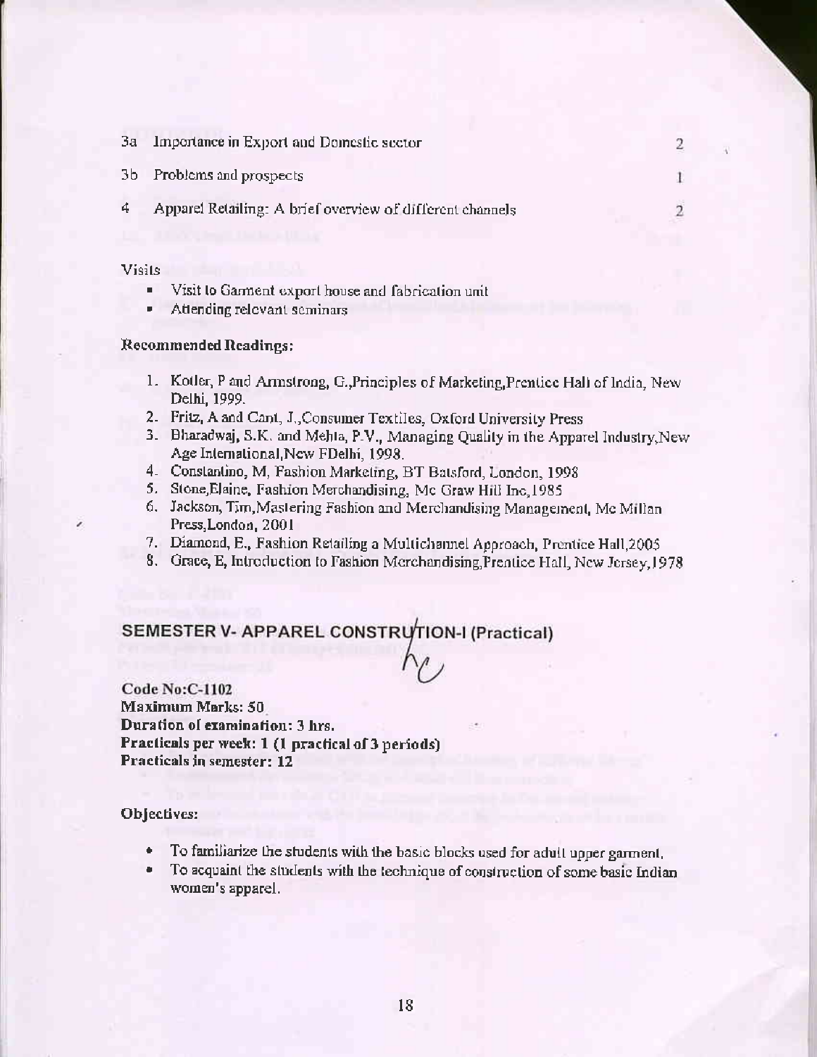| | | |
|---|---|---|
| 3a | Importance in Export and Domestic sector | 2 |
| 3b | Problems and prospects | 1 |
| 4 | Apparel Retailing: A brief overview of different channels | 2 |

Visits

- Visit to Garment export house and fabrication unit
- Attending relevant seminars

**Recommended Readings:**

1. Kotler, P and Armstrong, G.,Principles of Marketing,Prentice Hall of India, New Delhi, 1999.
2. Fritz, A and Cant, J.,Consumer Textiles, Oxford University Press
3. Bharadwaj, S.K. and Mehta, P.V., Managing Quality in the Apparel Industry,New Age International,New FDelhi, 1998.
4. Constantino, M, Fashion Marketing, BT Batsford, London, 1998
5. Stone,Elaine, Fashion Merchandising, Mc Graw Hill Inc,1985
6. Jackson, Tim,Mastering Fashion and Merchandising Management, Mc Millan Press,London, 2001
7. Diamond, E., Fashion Retailing a Multichannel Approach, Prentice Hall,2005
8. Grace, E, Introduction to Fashion Merchandising,Prentice Hall, New Jersey,1978

## SEMESTER V- APPAREL CONSTRUTION-I (Practical)

**Code No:C-1102**
**Maximum Marks: 50**
**Duration of examination: 3 hrs.**
**Practicals per week: 1 (1 practical of 3 periods)**
**Practicals in semester: 12**

**Objectives:**

- To familiarize the students with the basic blocks used for adult upper garment.
- To acquaint the students with the technique of construction of some basic Indian women's apparel.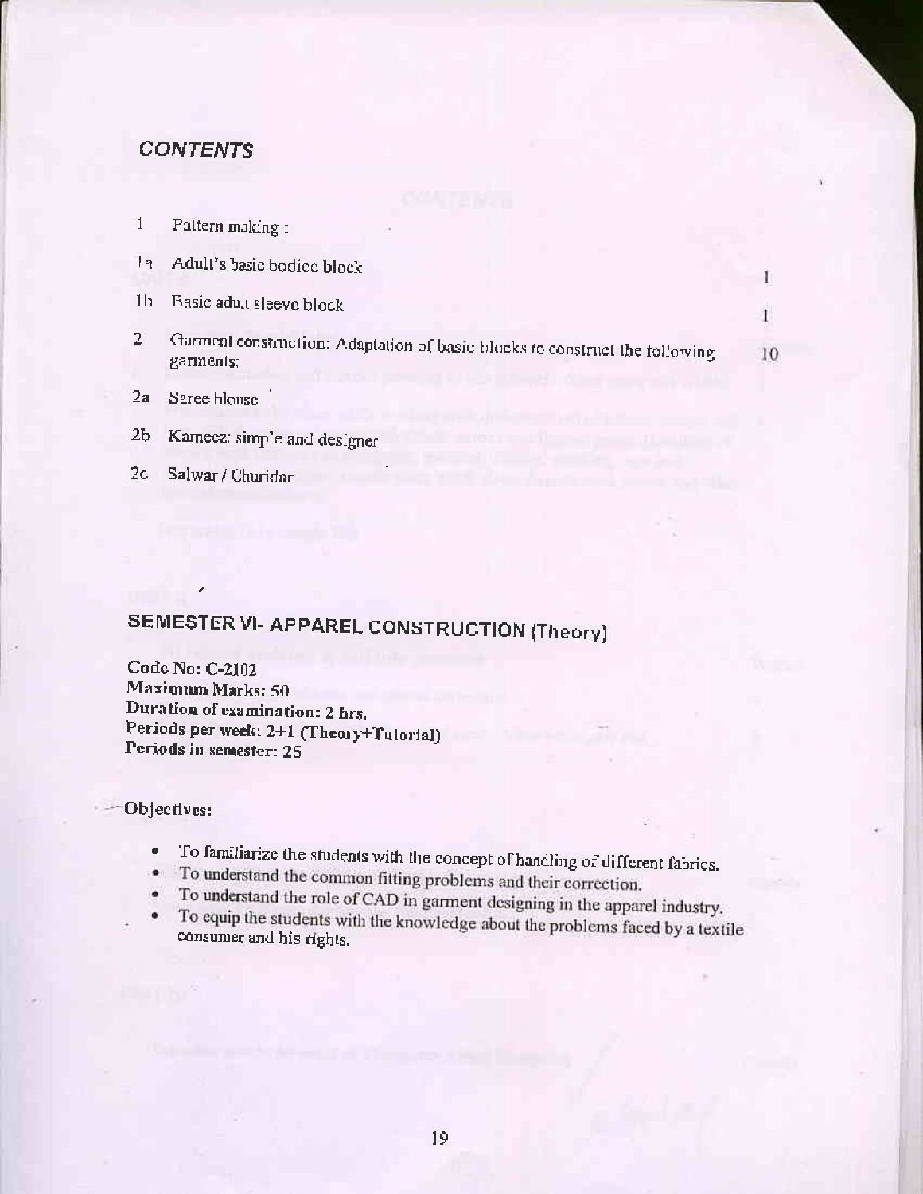## CONTENTS

| | | |
|---|---|---|
| 1 | Pattern making : | |
| 1a | Adult's basic bodice block | 1 |
| 1b | Basic adult sleeve block | 1 |
| 2 | Garment construction: Adaptation of basic blocks to construct the following garments: | 10 |
| 2a | Saree blouse | |
| 2b | Kameez: simple and designer | |
| 2c | Salwar / Churidar | |

## SEMESTER VI- APPAREL CONSTRUCTION (Theory)

**Code No: C-2102**
**Maximum Marks: 50**
**Duration of examination: 2 hrs.**
**Periods per week: 2+1 (Theory+Tutorial)**
**Periods in semester: 25**

**Objectives:**

- To familiarize the students with the concept of handling of different fabrics.
- To understand the common fitting problems and their correction.
- To understand the role of CAD in garment designing in the apparel industry.
- To equip the students with the knowledge about the problems faced by a textile consumer and his rights.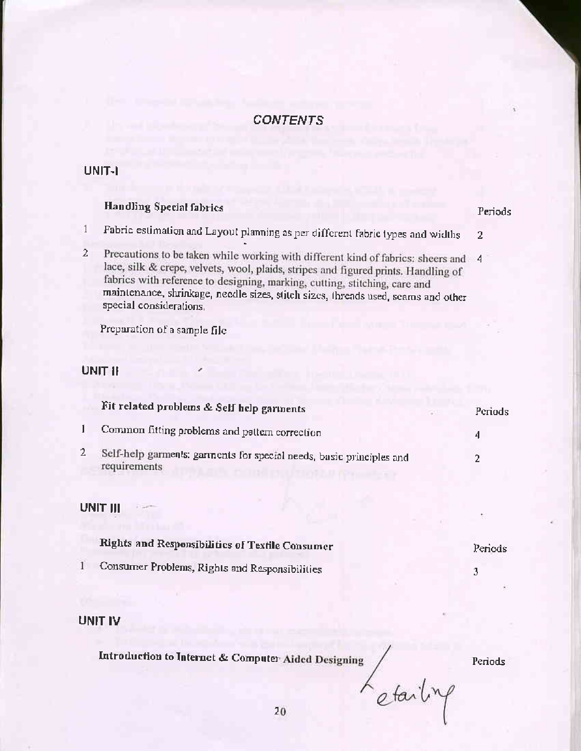## CONTENTS

### UNIT-I

| | Handling Special fabrics | Periods |
|---|---|---|
| 1 | Fabric estimation and Layout planning as per different fabric types and widths | 2 |
| 2 | Precautions to be taken while working with different kind of fabrics: sheers and lace, silk & crepe, velvets, wool, plaids, stripes and figured prints. Handling of fabrics with reference to designing, marking, cutting, stitching, care and maintenance, shrinkage, needle sizes, stitch sizes, threads used, seams and other special considerations. | 4 |
| | Preparation of a sample file | |

### UNIT II

| | Fit related problems & Self help garments | Periods |
|---|---|---|
| 1 | Common fitting problems and pattern correction | 4 |
| 2 | Self-help garments: garments for special needs, basic principles and requirements | 2 |

### UNIT III

| | Rights and Responsibilities of Textile Consumer | Periods |
|---|---|---|
| 1 | Consumer Problems, Rights and Responsibilities | 3 |

### UNIT IV

| | Introduction to Internet & Computer Aided Designing | Periods |
|---|---|---|

Detailing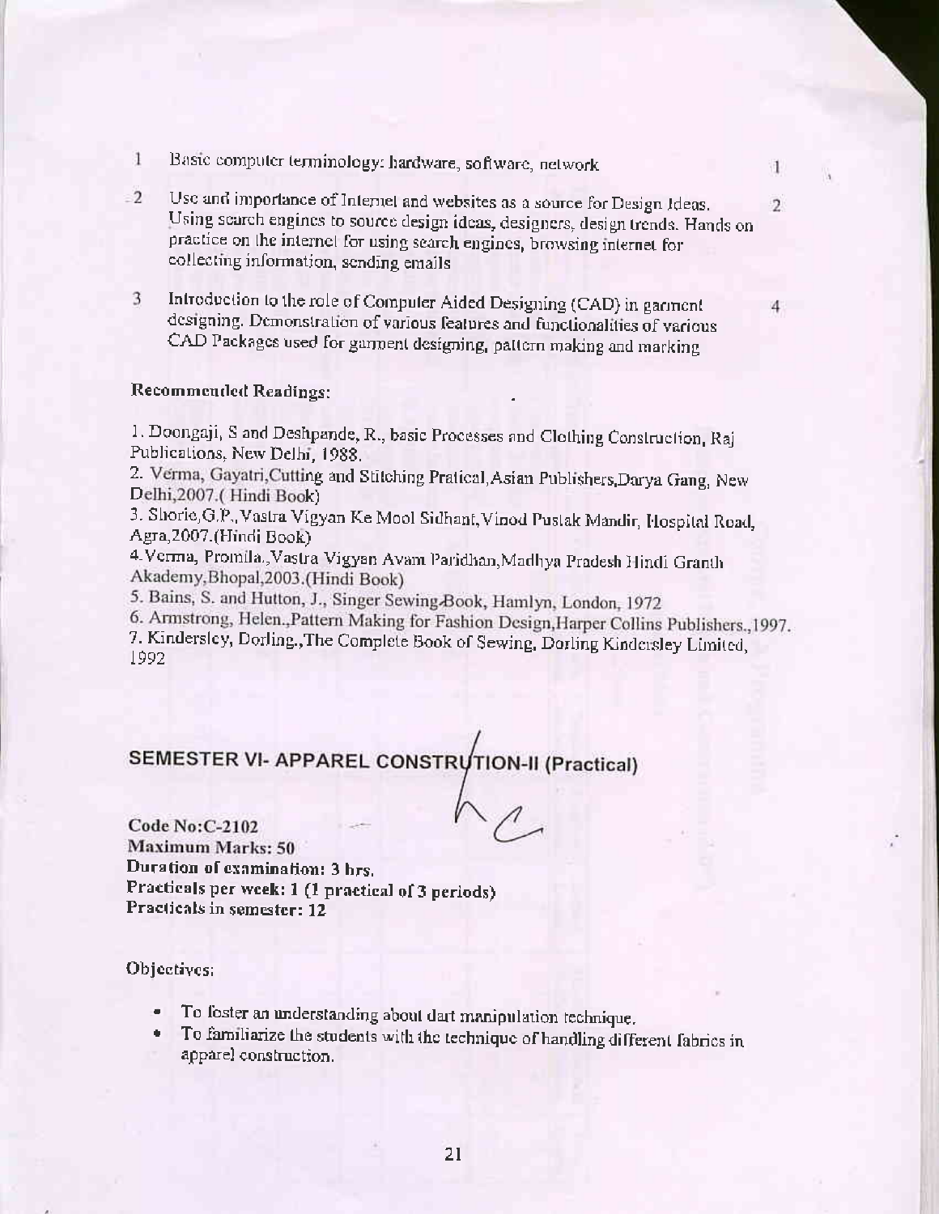| | | |
|---|---|---|
| 1 | Basic computer terminology: hardware, software, network | 1 |
| 2 | Use and importance of Internet and websites as a source for Design Ideas. Using search engines to source design ideas, designers, design trends. Hands on practice on the internet for using search engines, browsing internet for collecting information, sending emails | 2 |
| 3 | Introduction to the role of Computer Aided Designing (CAD) in garment designing. Demonstration of various features and functionalities of various CAD Packages used for garment designing, pattern making and marking | 4 |

**Recommended Readings:**

1. Doongaji, S and Deshpande, R., basic Processes and Clothing Construction, Raj Publications, New Delhi, 1988.
2. Verma, Gayatri,Cutting and Stitching Pratical,Asian Publishers,Darya Gang, New Delhi,2007.( Hindi Book)
3. Shorie,G.P.,Vastra Vigyan Ke Mool Sidhant,Vinod Pustak Mandir, Hospital Road, Agra,2007.(Hindi Book)
4. Verma, Promila.,Vastra Vigyan Avam Paridhan,Madhya Pradesh Hindi Granth Akademy,Bhopal,2003.(Hindi Book)
5. Bains, S. and Hutton, J., Singer Sewing Book, Hamlyn, London, 1972
6. Armstrong, Helen.,Pattern Making for Fashion Design,Harper Collins Publishers.,1997.
7. Kindersley, Dorling.,The Complete Book of Sewing, Dorling Kindersley Limited, 1992

## SEMESTER VI- APPAREL CONSTRUTION-II (Practical)

**Code No:C-2102**
**Maximum Marks: 50**
**Duration of examination: 3 hrs.**
**Practicals per week: 1 (1 practical of 3 periods)**
**Practicals in semester: 12**

Objectives:

- To foster an understanding about dart manipulation technique.
- To familiarize the students with the technique of handling different fabrics in apparel construction.